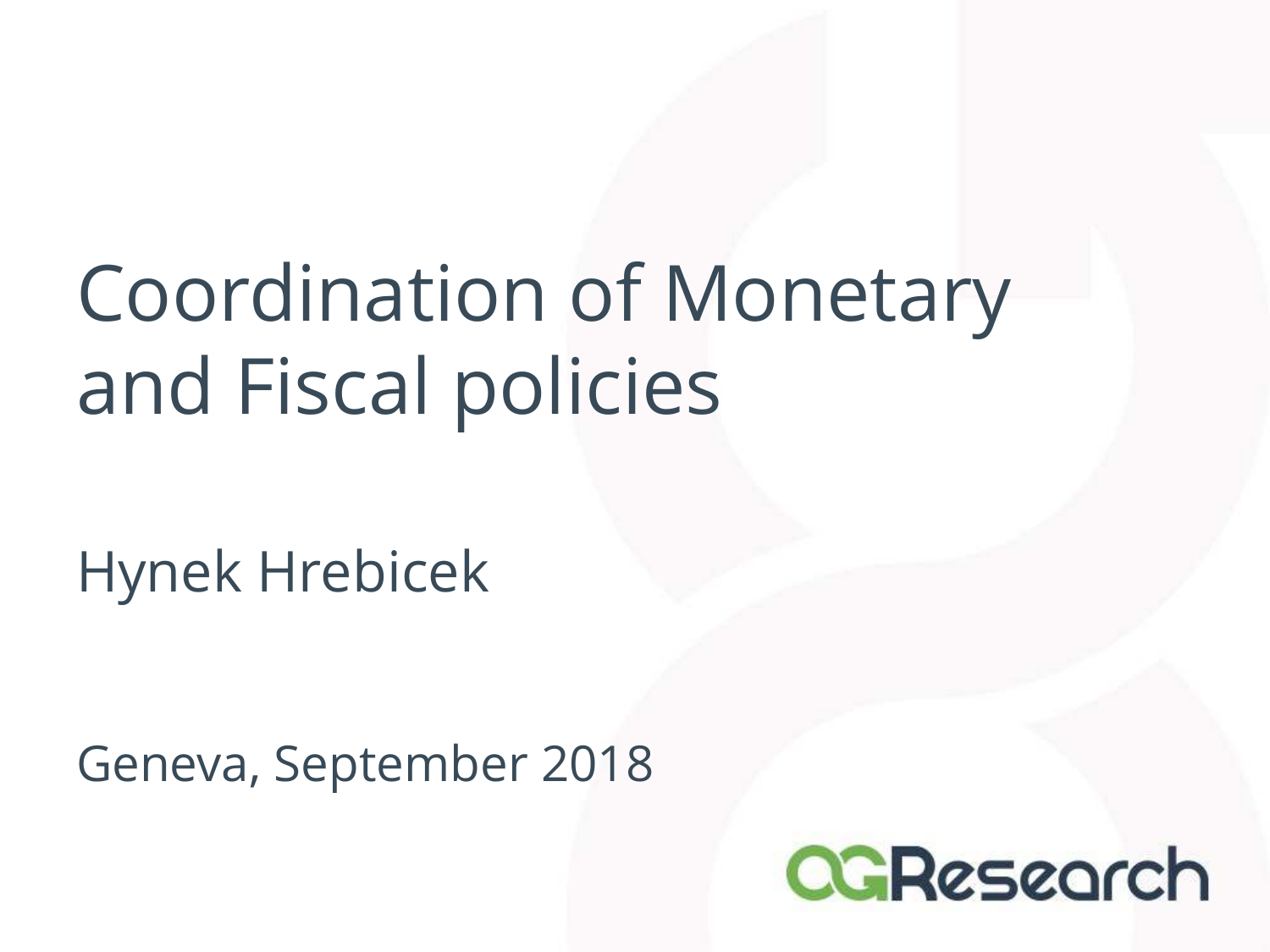# Coordination of Monetary and Fiscal policies

Hynek Hrebicek

Geneva, September 2018

OGResearch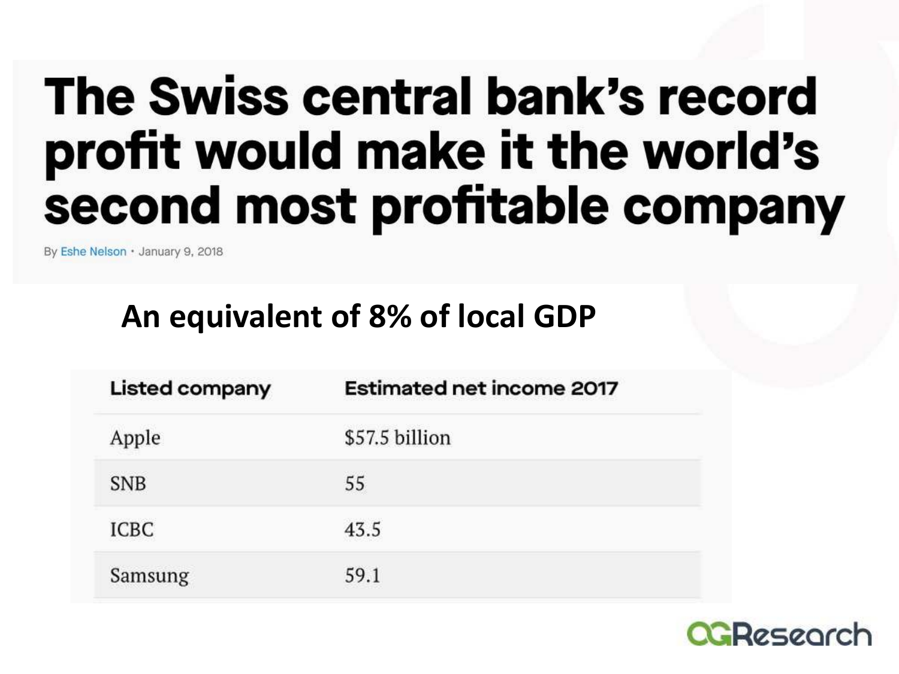# The Swiss central bank's record profit would make it the world's second most profitable company

By Eshe Nelson • January 9, 2018

## An equivalent of 8% of local GDP

| Listed company | Estimated net income 2017 |
|---|---|
| Apple | $57.5 billion |
| SNB | 55 |
| ICBC | 43.5 |
| Samsung | 59.1 |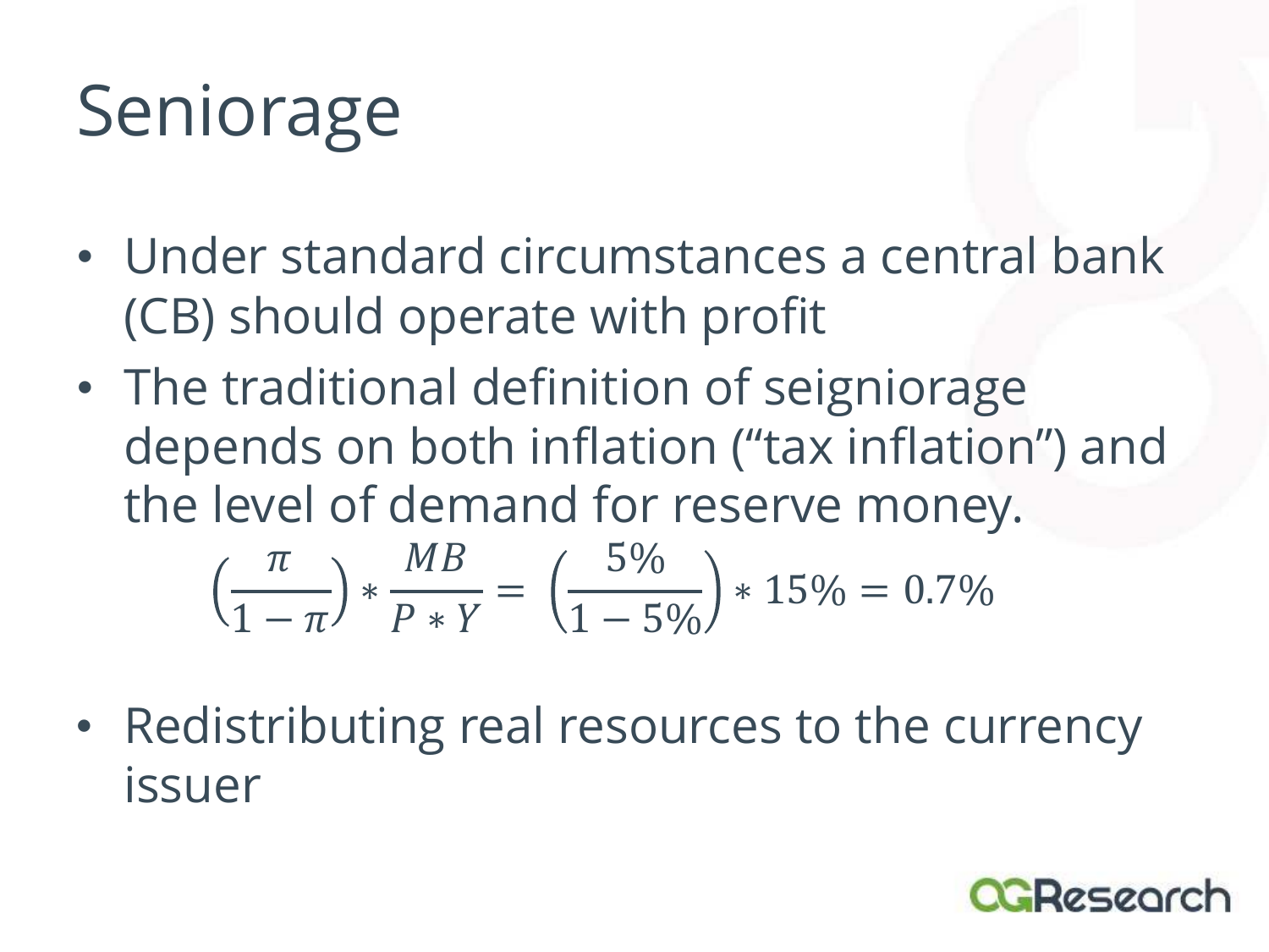# Seniorage

- Under standard circumstances a central bank (CB) should operate with profit
- The traditional definition of seigniorage depends on both inflation ("tax inflation") and the level of demand for reserve money.

$$\left(\frac{\pi}{1-\pi}\right) * \frac{MB}{P * Y} = \left(\frac{5\%}{1-5\%}\right) * 15\% = 0.7\%$$

- Redistributing real resources to the currency issuer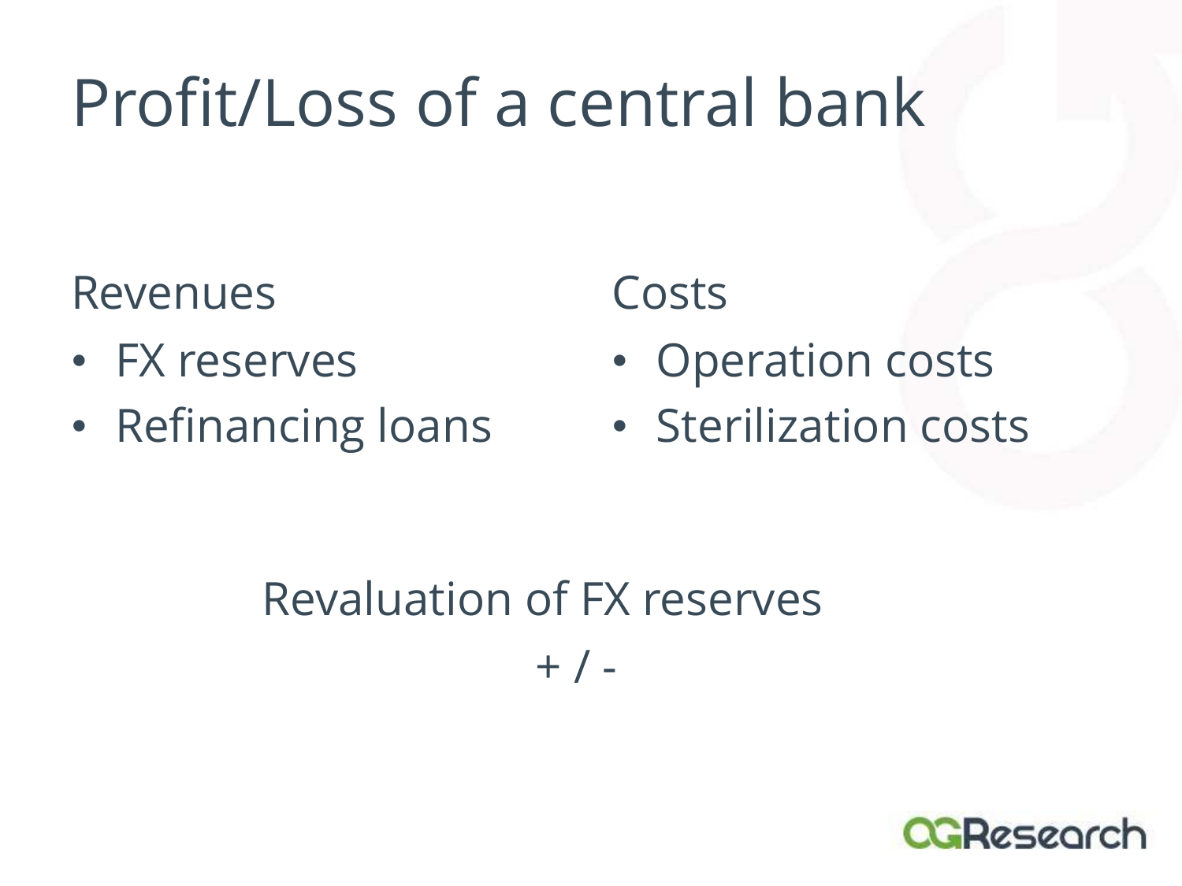# Profit/Loss of a central bank

Revenues

- FX reserves
- Refinancing loans

Costs

- Operation costs
- Sterilization costs

Revaluation of FX reserves

+ / -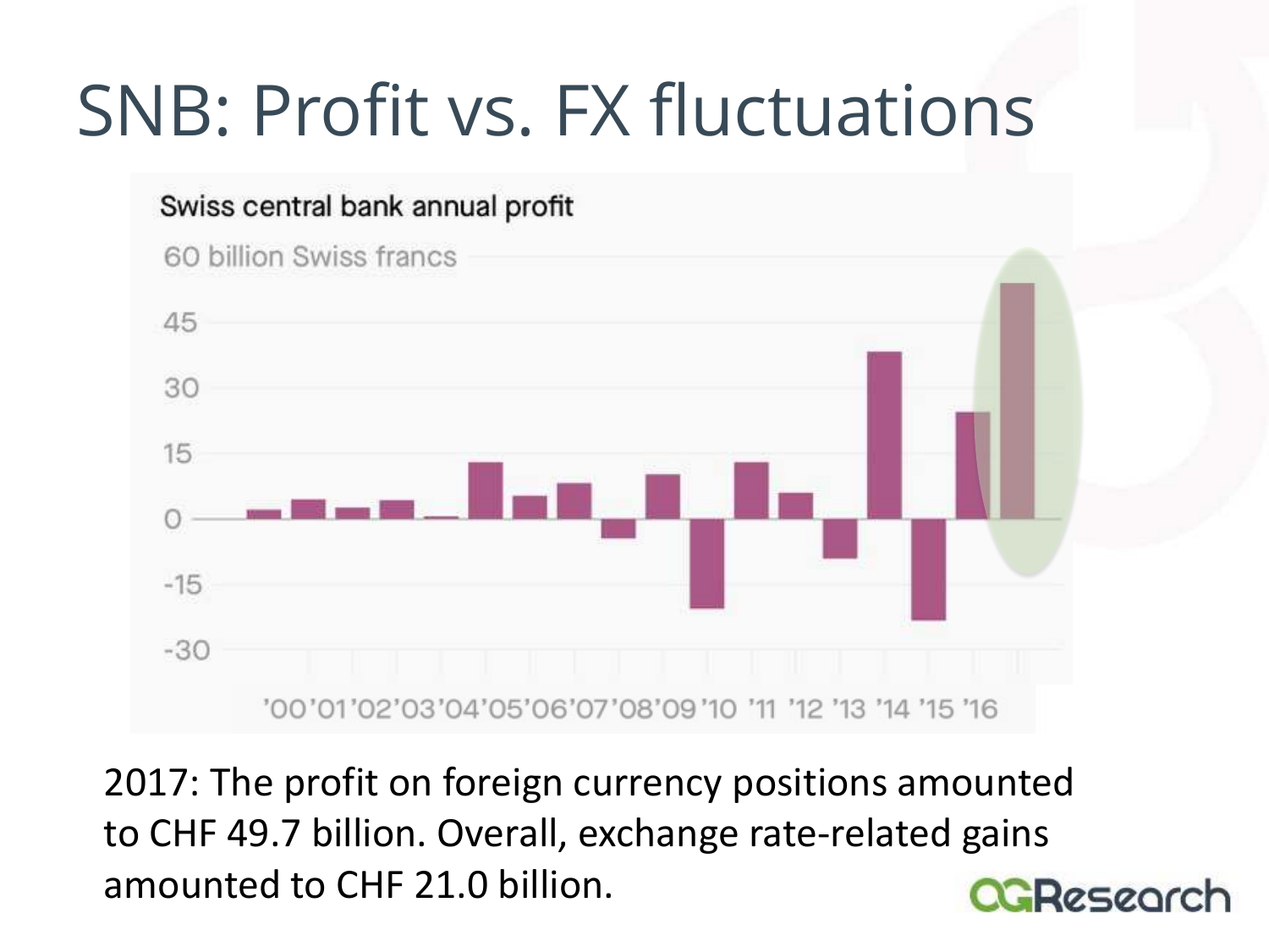# SNB: Profit vs. FX fluctuations

Swiss central bank annual profit

60 billion Swiss francs

45

30

15

0

-15

-30

'00'01'02'03'04'05'06'07'08'09'10 '11 '12 '13 '14 '15 '16

2017: The profit on foreign currency positions amounted to CHF 49.7 billion. Overall, exchange rate-related gains amounted to CHF 21.0 billion.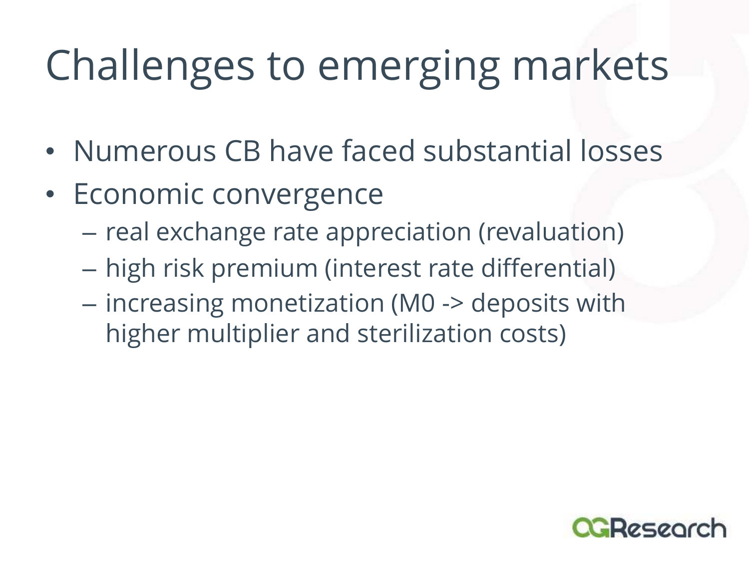# Challenges to emerging markets

- Numerous CB have faced substantial losses
- Economic convergence
  - real exchange rate appreciation (revaluation)
  - high risk premium (interest rate differential)
  - increasing monetization (M0 -> deposits with higher multiplier and sterilization costs)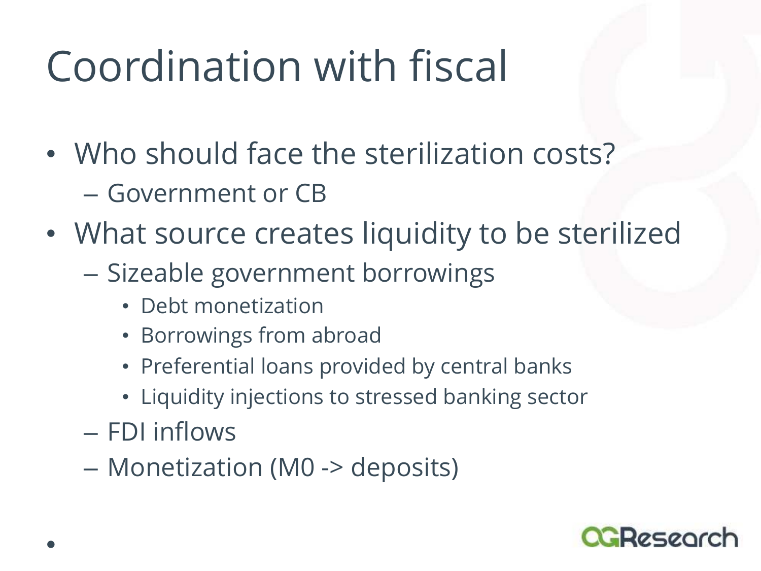# Coordination with fiscal

- Who should face the sterilization costs?
  - Government or CB
- What source creates liquidity to be sterilized
  - Sizeable government borrowings
    - Debt monetization
    - Borrowings from abroad
    - Preferential loans provided by central banks
    - Liquidity injections to stressed banking sector
  - FDI inflows
  - Monetization (M0 -> deposits)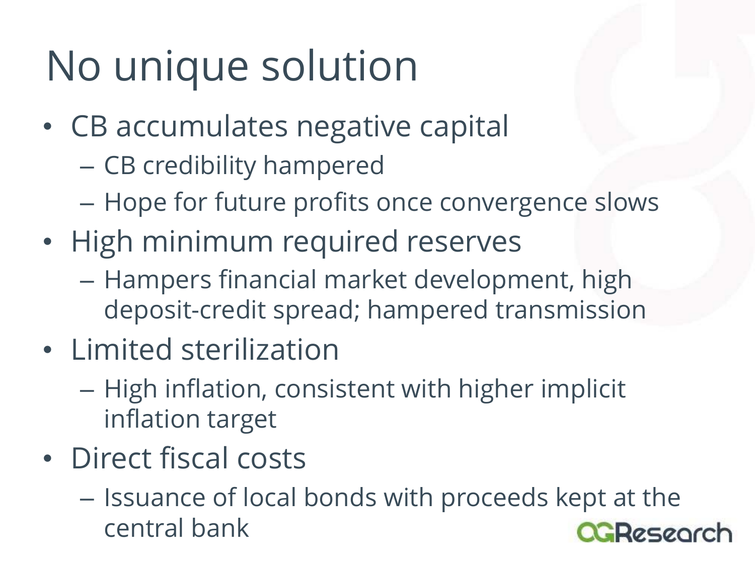# No unique solution

- CB accumulates negative capital
  - CB credibility hampered
  - Hope for future profits once convergence slows
- High minimum required reserves
  - Hampers financial market development, high deposit-credit spread; hampered transmission
- Limited sterilization
  - High inflation, consistent with higher implicit inflation target
- Direct fiscal costs
  - Issuance of local bonds with proceeds kept at the central bank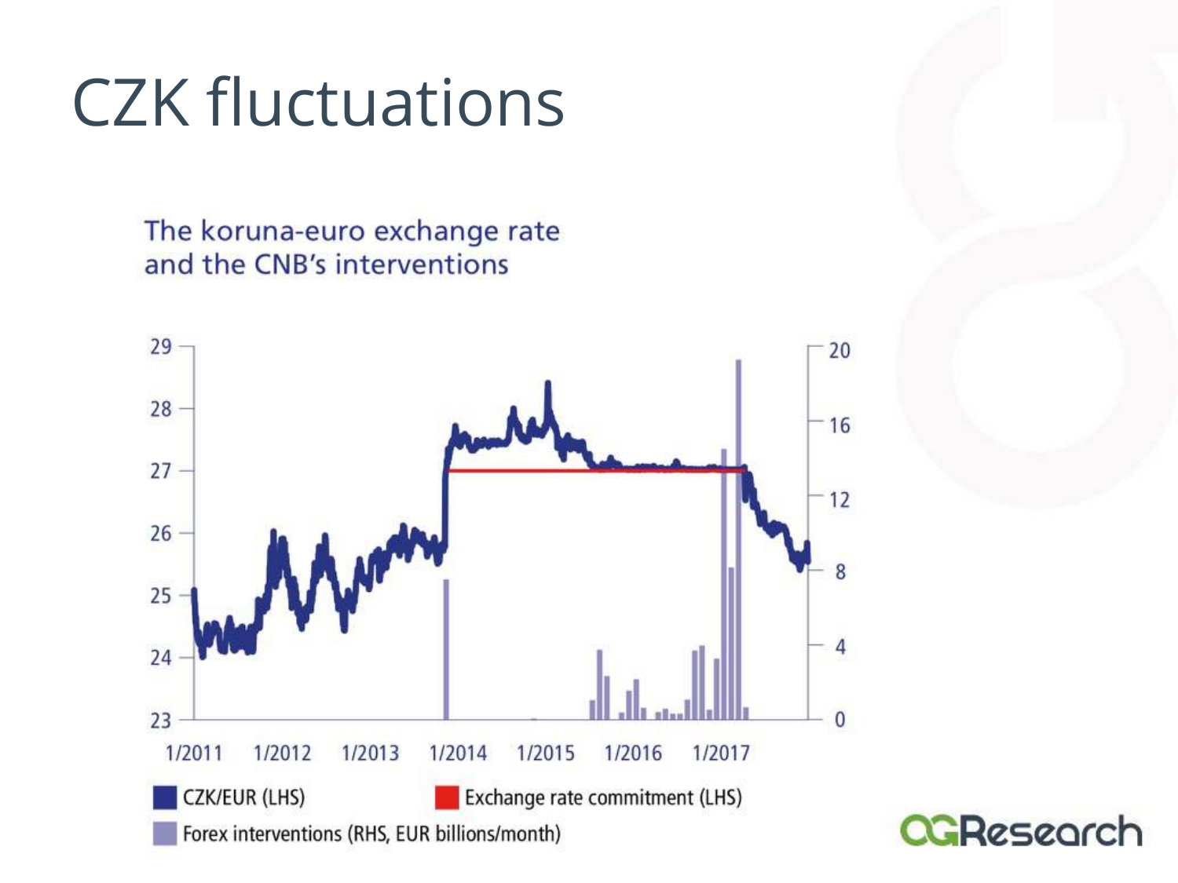# CZK fluctuations

The koruna-euro exchange rate
and the CNB's interventions

CZK/EUR (LHS)

Exchange rate commitment (LHS)

Forex interventions (RHS, EUR billions/month)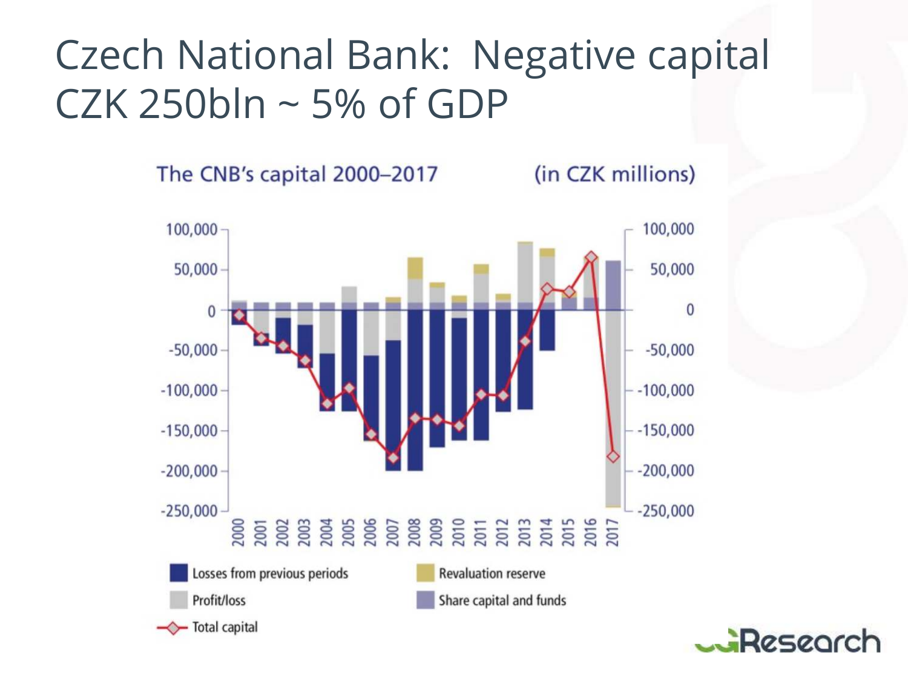# Czech National Bank: Negative capital CZK 250bln ~ 5% of GDP

The CNB's capital 2000–2017 (in CZK millions)

Legend: Losses from previous periods; Profit/loss; Total capital; Revaluation reserve; Share capital and funds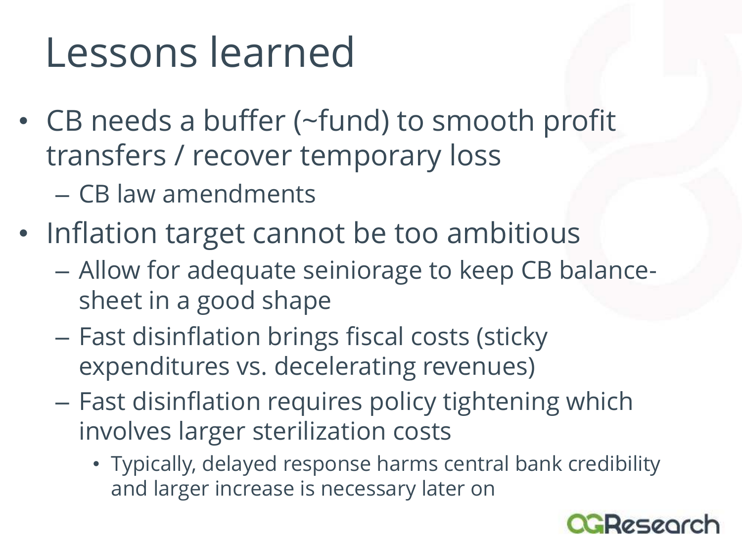# Lessons learned

- CB needs a buffer (~fund) to smooth profit transfers / recover temporary loss
  - CB law amendments
- Inflation target cannot be too ambitious
  - Allow for adequate seiniorage to keep CB balance-sheet in a good shape
  - Fast disinflation brings fiscal costs (sticky expenditures vs. decelerating revenues)
  - Fast disinflation requires policy tightening which involves larger sterilization costs
    - Typically, delayed response harms central bank credibility and larger increase is necessary later on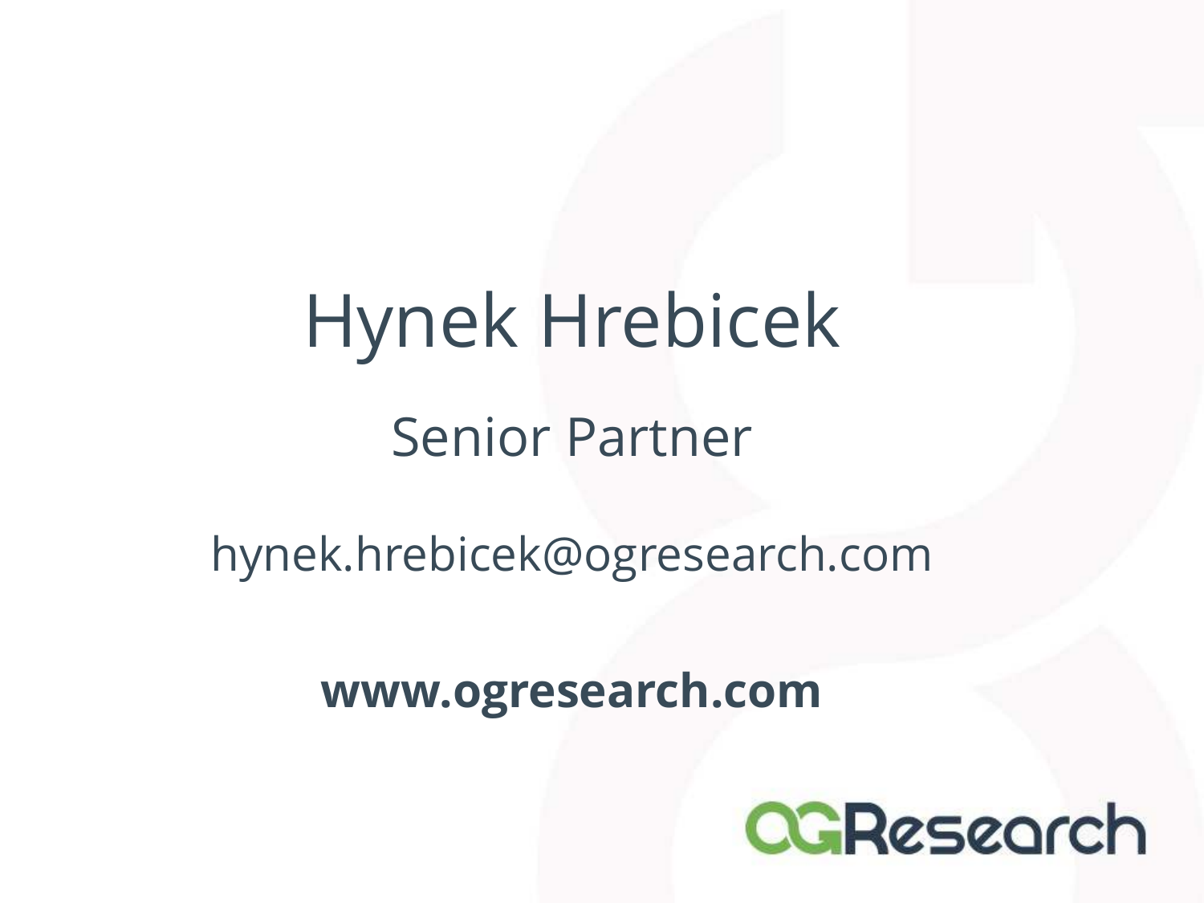# Hynek Hrebicek

Senior Partner

hynek.hrebicek@ogresearch.com

**www.ogresearch.com**

OGResearch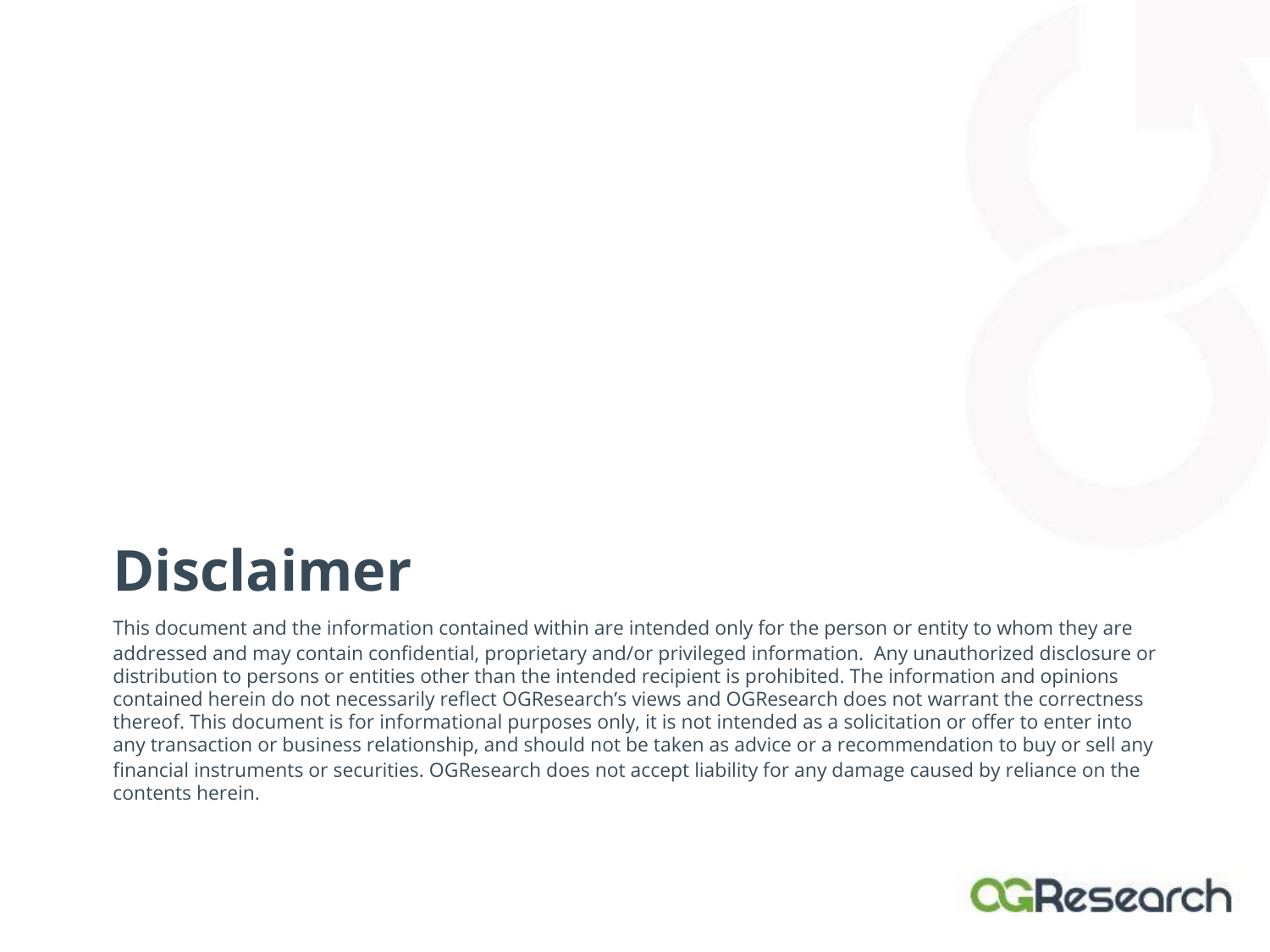# Disclaimer

This document and the information contained within are intended only for the person or entity to whom they are addressed and may contain confidential, proprietary and/or privileged information. Any unauthorized disclosure or distribution to persons or entities other than the intended recipient is prohibited. The information and opinions contained herein do not necessarily reflect OGResearch's views and OGResearch does not warrant the correctness thereof. This document is for informational purposes only, it is not intended as a solicitation or offer to enter into any transaction or business relationship, and should not be taken as advice or a recommendation to buy or sell any financial instruments or securities. OGResearch does not accept liability for any damage caused by reliance on the contents herein.